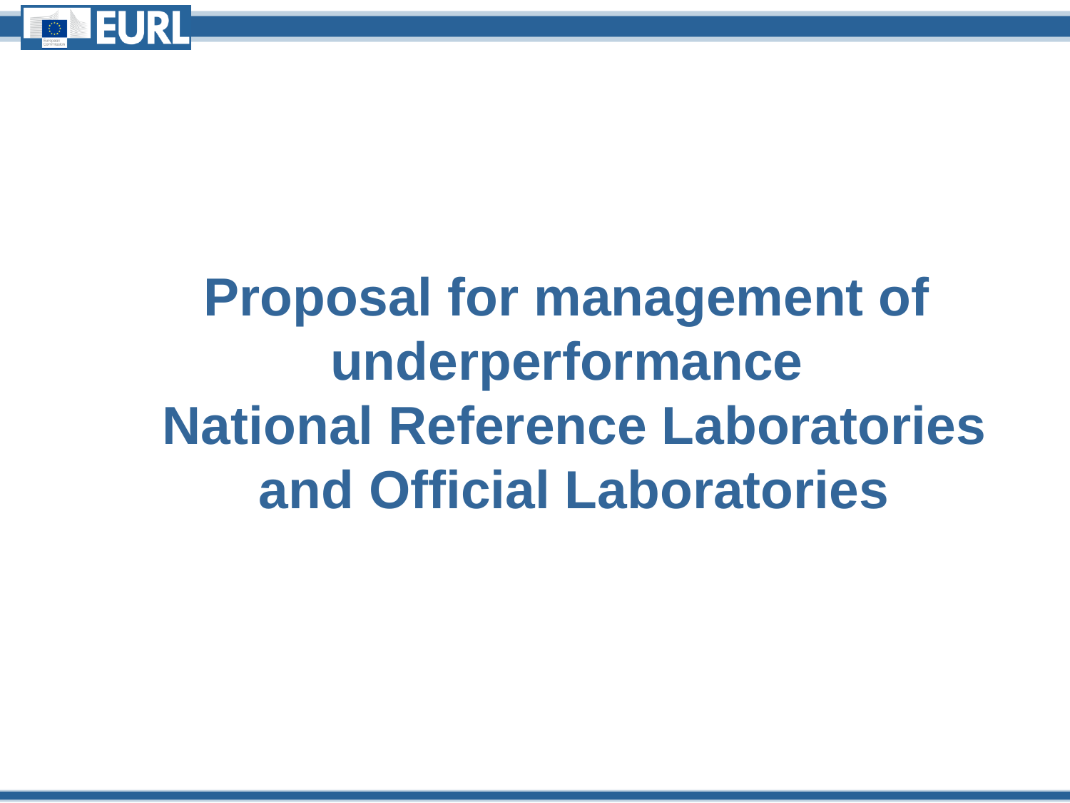# Proposal for management of underperformance National Reference Laboratories and Official Laboratories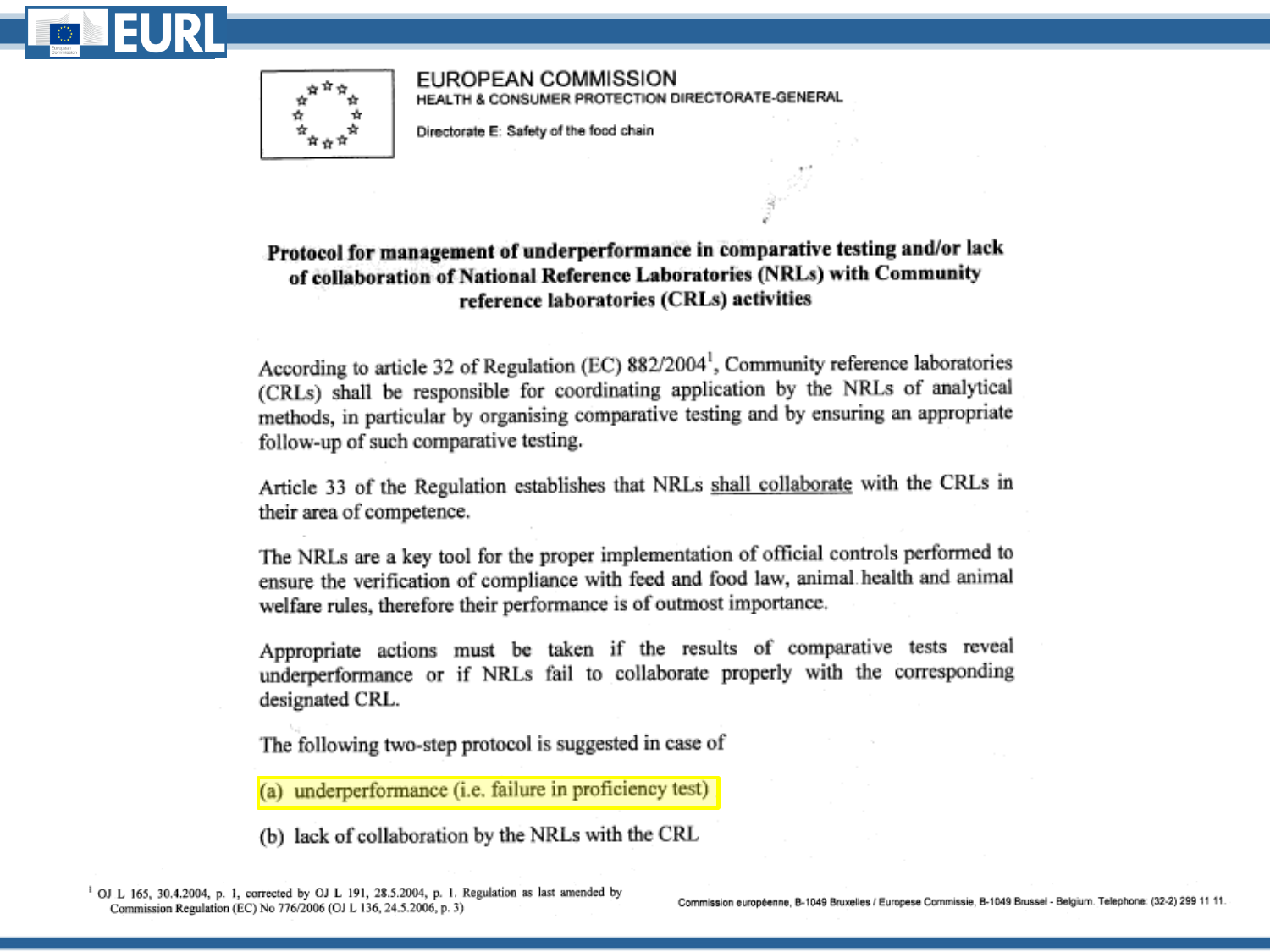EUROPEAN COMMISSION
HEALTH & CONSUMER PROTECTION DIRECTORATE-GENERAL

Directorate E: Safety of the food chain

## Protocol for management of underperformance in comparative testing and/or lack of collaboration of National Reference Laboratories (NRLs) with Community reference laboratories (CRLs) activities

According to article 32 of Regulation (EC) 882/2004[1], Community reference laboratories (CRLs) shall be responsible for coordinating application by the NRLs of analytical methods, in particular by organising comparative testing and by ensuring an appropriate follow-up of such comparative testing.

Article 33 of the Regulation establishes that NRLs shall collaborate with the CRLs in their area of competence.

The NRLs are a key tool for the proper implementation of official controls performed to ensure the verification of compliance with feed and food law, animal health and animal welfare rules, therefore their performance is of outmost importance.

Appropriate actions must be taken if the results of comparative tests reveal underperformance or if NRLs fail to collaborate properly with the corresponding designated CRL.

The following two-step protocol is suggested in case of

(a) underperformance (i.e. failure in proficiency test)

(b) lack of collaboration by the NRLs with the CRL

[1] OJ L 165, 30.4.2004, p. 1, corrected by OJ L 191, 28.5.2004, p. 1. Regulation as last amended by Commission Regulation (EC) No 776/2006 (OJ L 136, 24.5.2006, p. 3)

Commission européenne, B-1049 Bruxelles / Europese Commissie, B-1049 Brussel - Belgium. Telephone: (32-2) 299 11 11.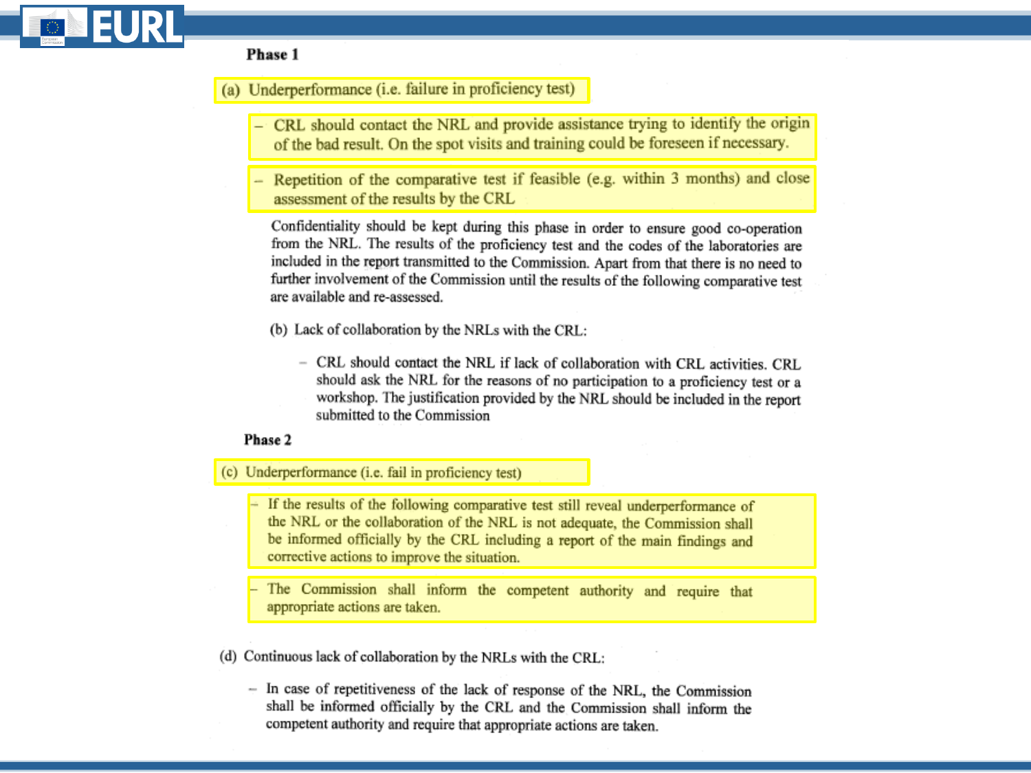### Phase 1

(a) Underperformance (i.e. failure in proficiency test)

- CRL should contact the NRL and provide assistance trying to identify the origin of the bad result. On the spot visits and training could be foreseen if necessary.
- Repetition of the comparative test if feasible (e.g. within 3 months) and close assessment of the results by the CRL

Confidentiality should be kept during this phase in order to ensure good co-operation from the NRL. The results of the proficiency test and the codes of the laboratories are included in the report transmitted to the Commission. Apart from that there is no need to further involvement of the Commission until the results of the following comparative test are available and re-assessed.

(b) Lack of collaboration by the NRLs with the CRL:

- CRL should contact the NRL if lack of collaboration with CRL activities. CRL should ask the NRL for the reasons of no participation to a proficiency test or a workshop. The justification provided by the NRL should be included in the report submitted to the Commission

### Phase 2

(c) Underperformance (i.e. fail in proficiency test)

- If the results of the following comparative test still reveal underperformance of the NRL or the collaboration of the NRL is not adequate, the Commission shall be informed officially by the CRL including a report of the main findings and corrective actions to improve the situation.
- The Commission shall inform the competent authority and require that appropriate actions are taken.

(d) Continuous lack of collaboration by the NRLs with the CRL:

- In case of repetitiveness of the lack of response of the NRL, the Commission shall be informed officially by the CRL and the Commission shall inform the competent authority and require that appropriate actions are taken.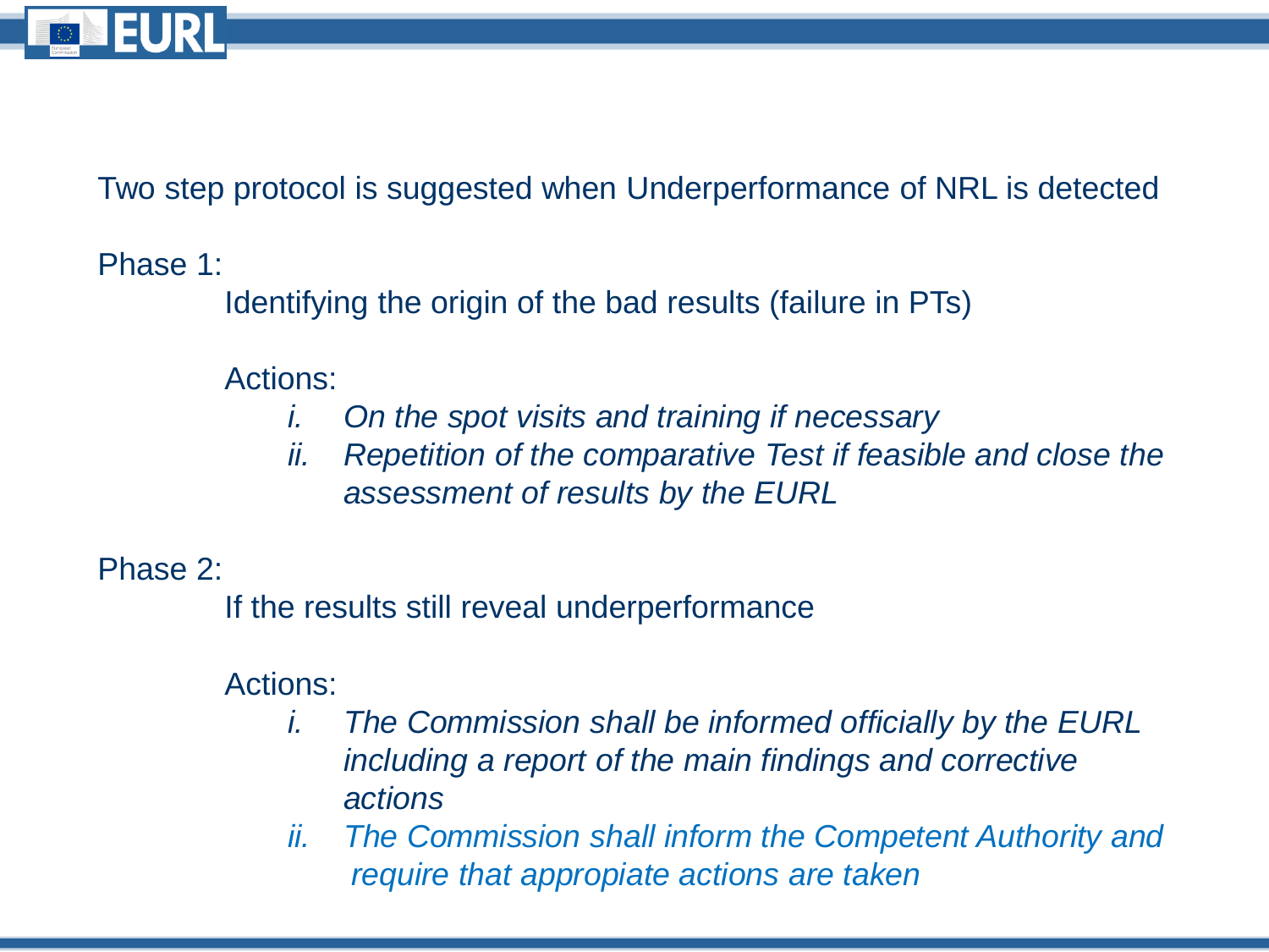Two step protocol is suggested when Underperformance of NRL is detected

Phase 1:

Identifying the origin of the bad results (failure in PTs)

Actions:

1. *On the spot visits and training if necessary*
2. *Repetition of the comparative Test if feasible and close the assessment of results by the EURL*

Phase 2:

If the results still reveal underperformance

Actions:

1. *The Commission shall be informed officially by the EURL including a report of the main findings and corrective actions*
2. *The Commission shall inform the Competent Authority and require that appopiate actions are taken*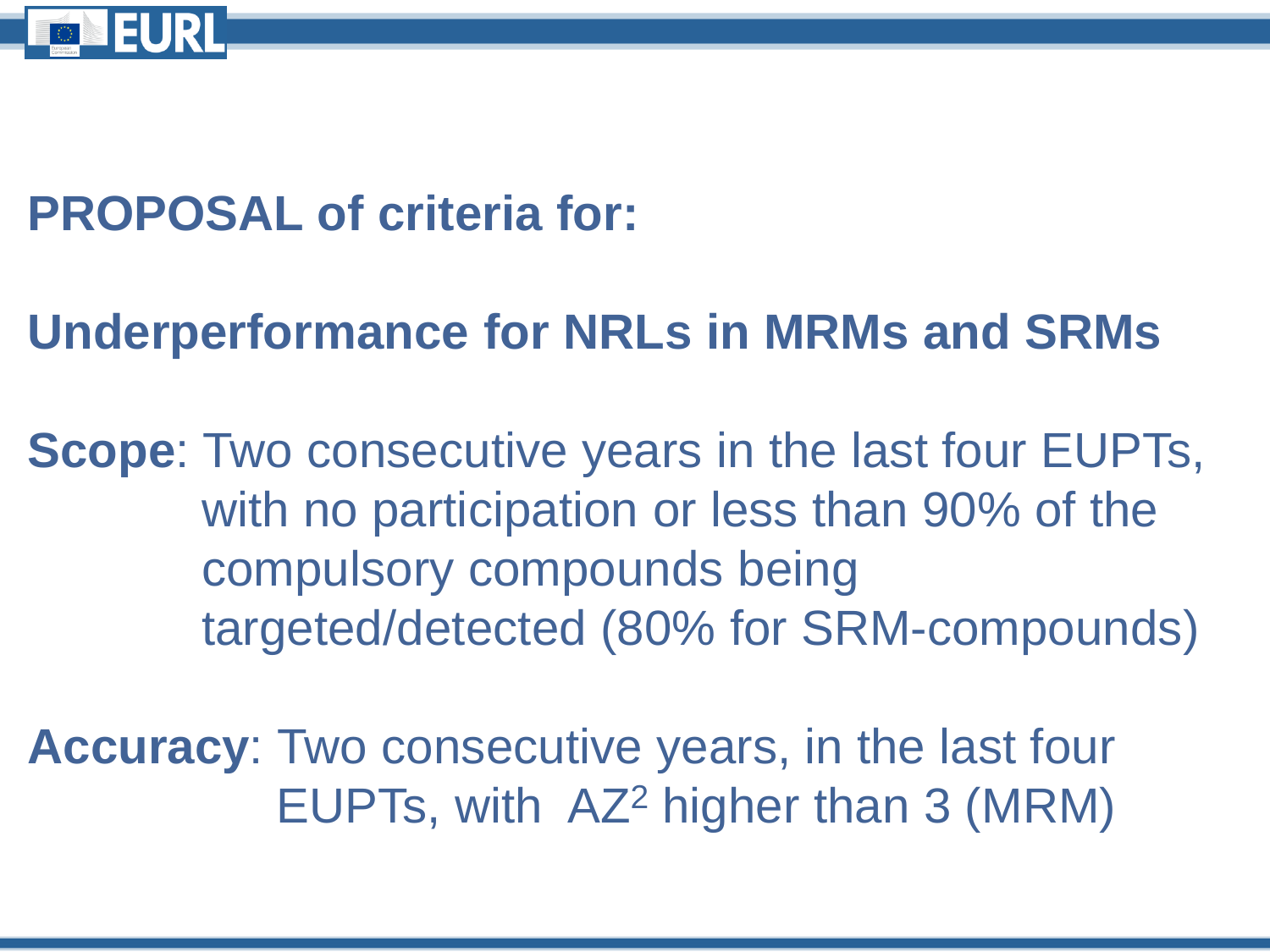## PROPOSAL of criteria for:

## Underperformance for NRLs in MRMs and SRMs

**Scope**: Two consecutive years in the last four EUPTs, with no participation or less than 90% of the compulsory compounds being targeted/detected (80% for SRM-compounds)

**Accuracy**: Two consecutive years, in the last four EUPTs, with $AZ^2$ higher than 3 (MRM)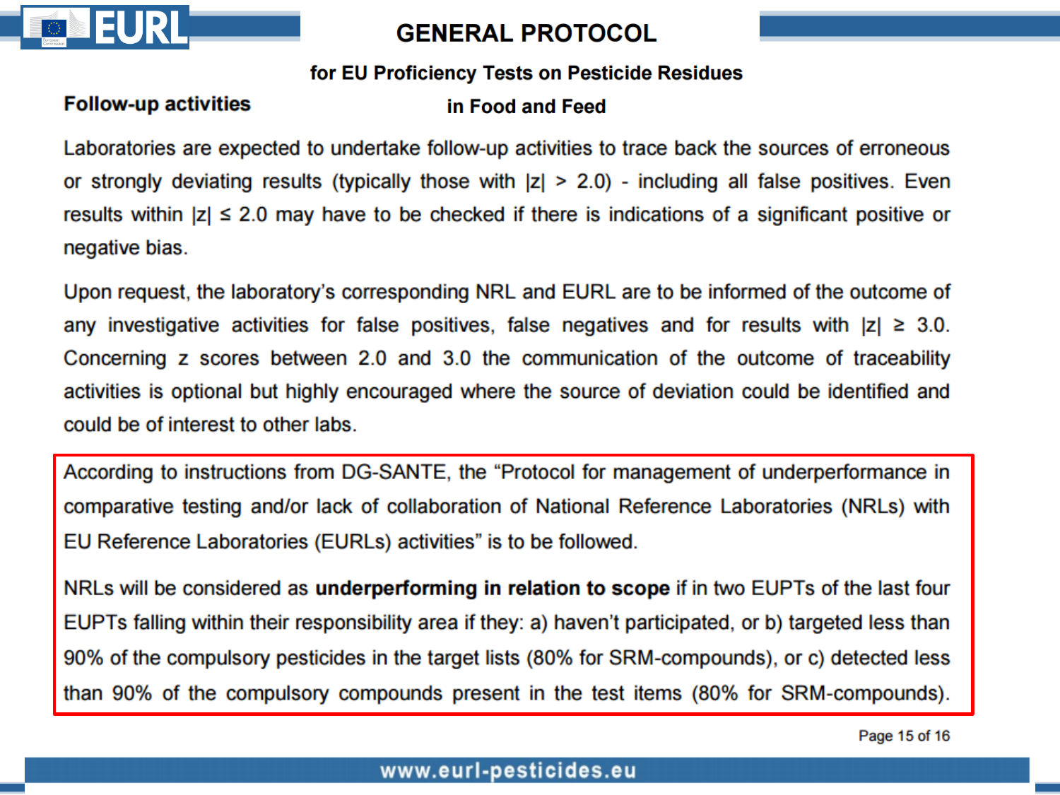### Follow-up activities

Laboratories are expected to undertake follow-up activities to trace back the sources of erroneous or strongly deviating results (typically those with $|z| > 2.0$) - including all false positives. Even results within $|z| \leq 2.0$ may have to be checked if there is indications of a significant positive or negative bias.

Upon request, the laboratory's corresponding NRL and EURL are to be informed of the outcome of any investigative activities for false positives, false negatives and for results with $|z| \geq 3.0$. Concerning z scores between 2.0 and 3.0 the communication of the outcome of traceability activities is optional but highly encouraged where the source of deviation could be identified and could be of interest to other labs.

According to instructions from DG-SANTE, the "Protocol for management of underperformance in comparative testing and/or lack of collaboration of National Reference Laboratories (NRLs) with EU Reference Laboratories (EURLs) activities" is to be followed.

NRLs will be considered as **underperforming in relation to scope** if in two EUPTs of the last four EUPTs falling within their responsibility area if they: a) haven't participated, or b) targeted less than 90% of the compulsory pesticides in the target lists (80% for SRM-compounds), or c) detected less than 90% of the compulsory compounds present in the test items (80% for SRM-compounds).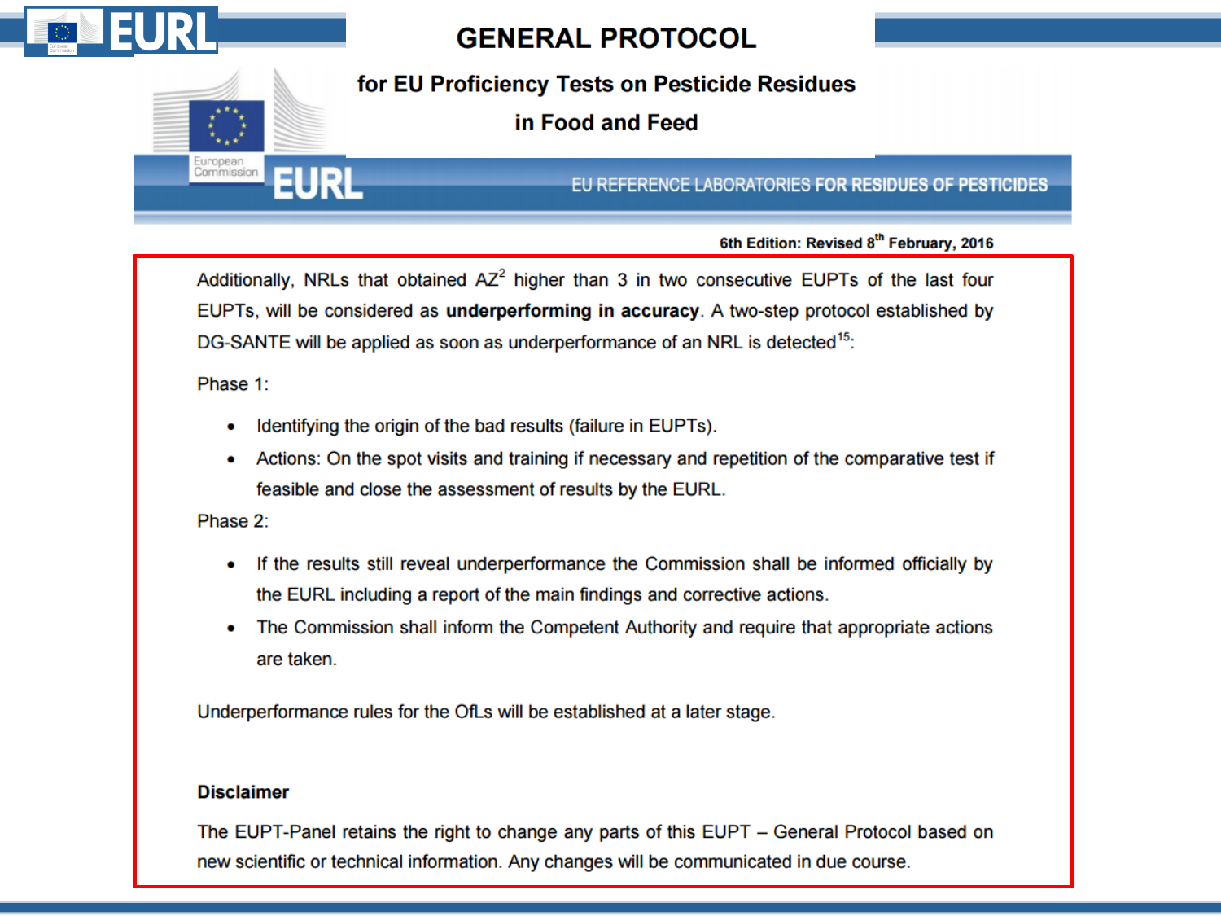# GENERAL PROTOCOL

## for EU Proficiency Tests on Pesticide Residues in Food and Feed

EU REFERENCE LABORATORIES FOR RESIDUES OF PESTICIDES

6th Edition: Revised 8th February, 2016

Additionally, NRLs that obtained AZ$^2$ higher than 3 in two consecutive EUPTs of the last four EUPTs, will be considered as **underperforming in accuracy**. A two-step protocol established by DG-SANTE will be applied as soon as underperformance of an NRL is detected[15]:

Phase 1:

- Identifying the origin of the bad results (failure in EUPTs).
- Actions: On the spot visits and training if necessary and repetition of the comparative test if feasible and close the assessment of results by the EURL.

Phase 2:

- If the results still reveal underperformance the Commission shall be informed officially by the EURL including a report of the main findings and corrective actions.
- The Commission shall inform the Competent Authority and require that appropriate actions are taken.

Underperformance rules for the OfLs will be established at a later stage.

**Disclaimer**

The EUPT-Panel retains the right to change any parts of this EUPT – General Protocol based on new scientific or technical information. Any changes will be communicated in due course.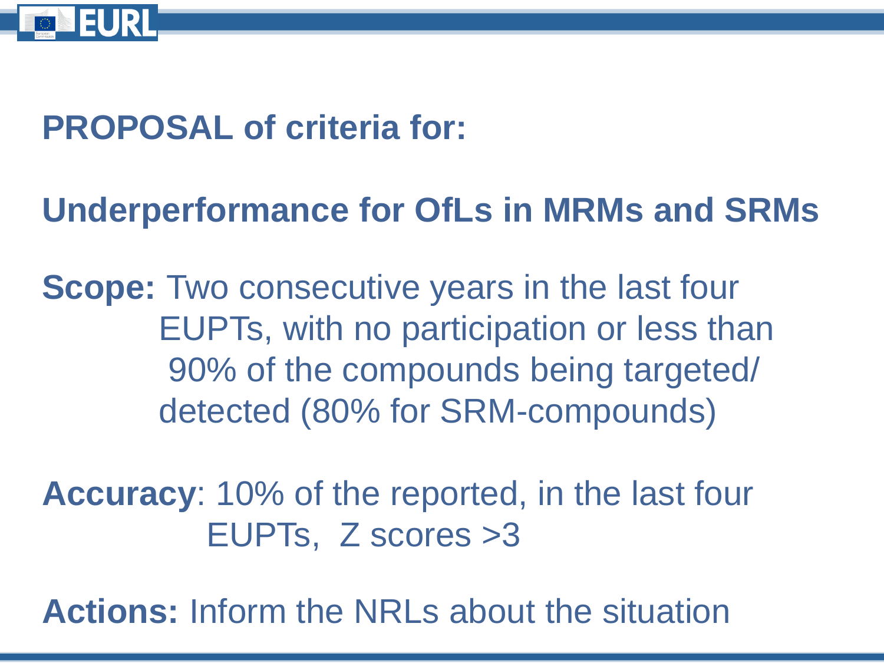**PROPOSAL of criteria for:**

**Underperformance for OfLs in MRMs and SRMs**

**Scope:** Two consecutive years in the last four EUPTs, with no participation or less than 90% of the compounds being targeted/ detected (80% for SRM-compounds)

**Accuracy**: 10% of the reported, in the last four EUPTs, Z scores >3

**Actions:** Inform the NRLs about the situation